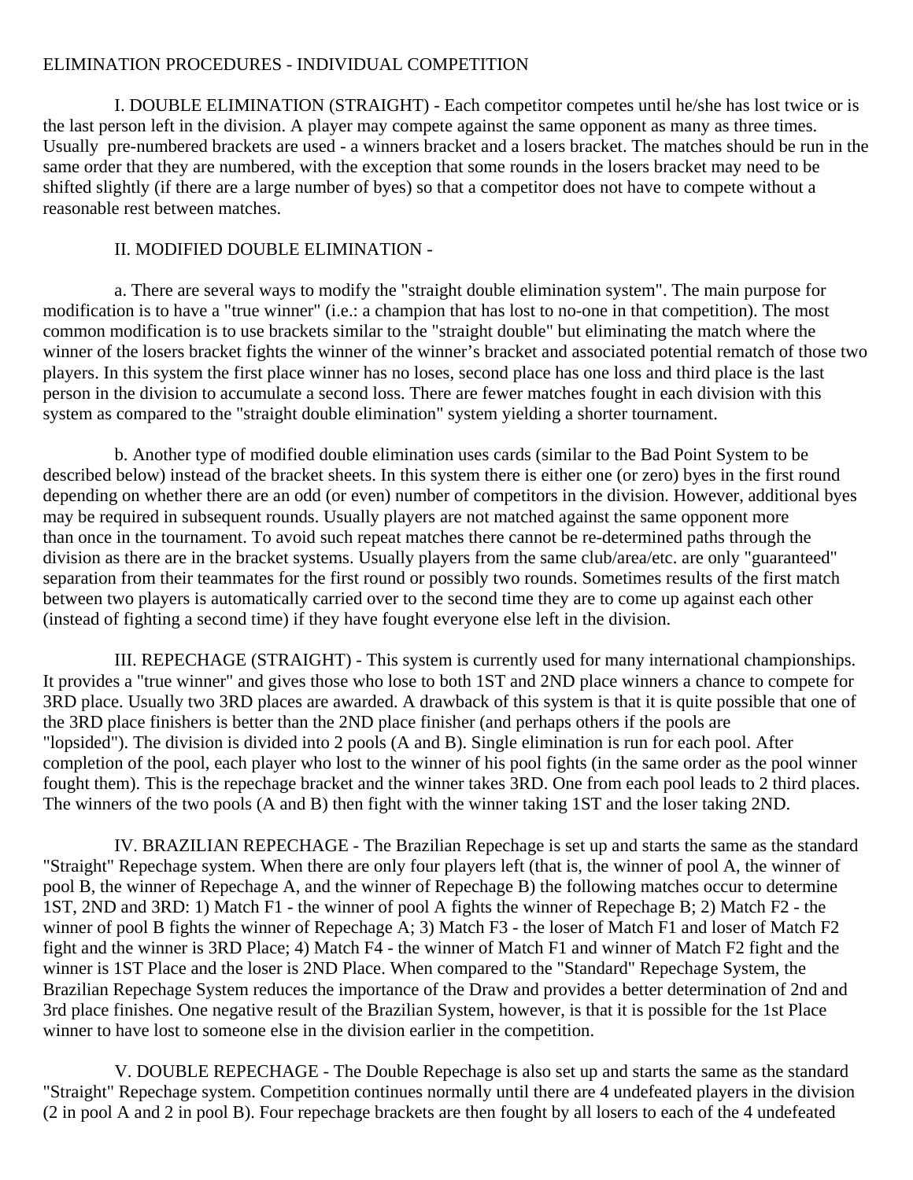# ELIMINATION PROCEDURES - INDIVIDUAL COMPETITION

I. DOUBLE ELIMINATION (STRAIGHT) - Each competitor competes until he/she has lost twice or is the last person left in the division. A player may compete against the same opponent as many as three times. Usually pre-numbered brackets are used - a winners bracket and a losers bracket. The matches should be run in the same order that they are numbered, with the exception that some rounds in the losers bracket may need to be shifted slightly (if there are a large number of byes) so that a competitor does not have to compete without a reasonable rest between matches.

II. MODIFIED DOUBLE ELIMINATION -

a. There are several ways to modify the "straight double elimination system". The main purpose for modification is to have a "true winner" (i.e.: a champion that has lost to no-one in that competition). The most common modification is to use brackets similar to the "straight double" but eliminating the match where the winner of the losers bracket fights the winner of the winner’s bracket and associated potential rematch of those two players. In this system the first place winner has no loses, second place has one loss and third place is the last person in the division to accumulate a second loss. There are fewer matches fought in each division with this system as compared to the "straight double elimination" system yielding a shorter tournament.

b. Another type of modified double elimination uses cards (similar to the Bad Point System to be described below) instead of the bracket sheets. In this system there is either one (or zero) byes in the first round depending on whether there are an odd (or even) number of competitors in the division. However, additional byes may be required in subsequent rounds. Usually players are not matched against the same opponent more than once in the tournament. To avoid such repeat matches there cannot be re-determined paths through the division as there are in the bracket systems. Usually players from the same club/area/etc. are only "guaranteed" separation from their teammates for the first round or possibly two rounds. Sometimes results of the first match between two players is automatically carried over to the second time they are to come up against each other (instead of fighting a second time) if they have fought everyone else left in the division.

III. REPECHAGE (STRAIGHT) - This system is currently used for many international championships. It provides a "true winner" and gives those who lose to both 1ST and 2ND place winners a chance to compete for 3RD place. Usually two 3RD places are awarded. A drawback of this system is that it is quite possible that one of the 3RD place finishers is better than the 2ND place finisher (and perhaps others if the pools are "lopsided"). The division is divided into 2 pools (A and B). Single elimination is run for each pool. After completion of the pool, each player who lost to the winner of his pool fights (in the same order as the pool winner fought them). This is the repechage bracket and the winner takes 3RD. One from each pool leads to 2 third places. The winners of the two pools (A and B) then fight with the winner taking 1ST and the loser taking 2ND.

IV. BRAZILIAN REPECHAGE - The Brazilian Repechage is set up and starts the same as the standard "Straight" Repechage system. When there are only four players left (that is, the winner of pool A, the winner of pool B, the winner of Repechage A, and the winner of Repechage B) the following matches occur to determine 1ST, 2ND and 3RD: 1) Match F1 - the winner of pool A fights the winner of Repechage B; 2) Match F2 - the winner of pool B fights the winner of Repechage A; 3) Match F3 - the loser of Match F1 and loser of Match F2 fight and the winner is 3RD Place; 4) Match F4 - the winner of Match F1 and winner of Match F2 fight and the winner is 1ST Place and the loser is 2ND Place. When compared to the "Standard" Repechage System, the Brazilian Repechage System reduces the importance of the Draw and provides a better determination of 2nd and 3rd place finishes. One negative result of the Brazilian System, however, is that it is possible for the 1st Place winner to have lost to someone else in the division earlier in the competition.

V. DOUBLE REPECHAGE - The Double Repechage is also set up and starts the same as the standard "Straight" Repechage system. Competition continues normally until there are 4 undefeated players in the division (2 in pool A and 2 in pool B). Four repechage brackets are then fought by all losers to each of the 4 undefeated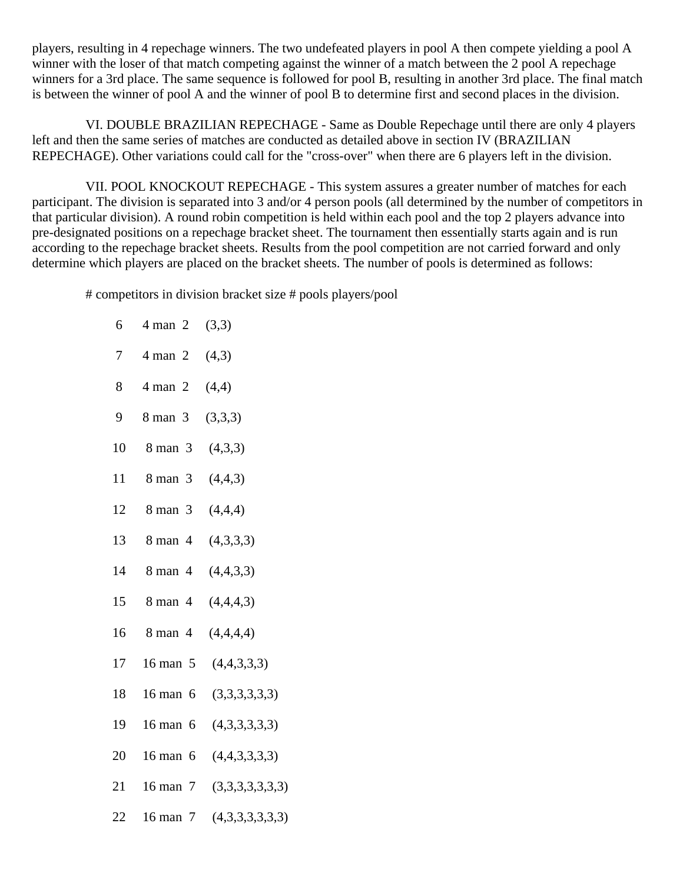players, resulting in 4 repechage winners. The two undefeated players in pool A then compete yielding a pool A winner with the loser of that match competing against the winner of a match between the 2 pool A repechage winners for a 3rd place. The same sequence is followed for pool B, resulting in another 3rd place. The final match is between the winner of pool A and the winner of pool B to determine first and second places in the division.

VI. DOUBLE BRAZILIAN REPECHAGE - Same as Double Repechage until there are only 4 players left and then the same series of matches are conducted as detailed above in section IV (BRAZILIAN REPECHAGE). Other variations could call for the "cross-over" when there are 6 players left in the division.

VII. POOL KNOCKOUT REPECHAGE - This system assures a greater number of matches for each participant. The division is separated into 3 and/or 4 person pools (all determined by the number of competitors in that particular division). A round robin competition is held within each pool and the top 2 players advance into pre-designated positions on a repechage bracket sheet. The tournament then essentially starts again and is run according to the repechage bracket sheets. Results from the pool competition are not carried forward and only determine which players are placed on the bracket sheets. The number of pools is determined as follows:

| # competitors in division | bracket size | # pools | players/pool |
|---|---|---|---|
| 6 | 4 man | 2 | (3,3) |
| 7 | 4 man | 2 | (4,3) |
| 8 | 4 man | 2 | (4,4) |
| 9 | 8 man | 3 | (3,3,3) |
| 10 | 8 man | 3 | (4,3,3) |
| 11 | 8 man | 3 | (4,4,3) |
| 12 | 8 man | 3 | (4,4,4) |
| 13 | 8 man | 4 | (4,3,3,3) |
| 14 | 8 man | 4 | (4,4,3,3) |
| 15 | 8 man | 4 | (4,4,4,3) |
| 16 | 8 man | 4 | (4,4,4,4) |
| 17 | 16 man | 5 | (4,4,3,3,3) |
| 18 | 16 man | 6 | (3,3,3,3,3,3) |
| 19 | 16 man | 6 | (4,3,3,3,3,3) |
| 20 | 16 man | 6 | (4,4,3,3,3,3) |
| 21 | 16 man | 7 | (3,3,3,3,3,3,3) |
| 22 | 16 man | 7 | (4,3,3,3,3,3,3) |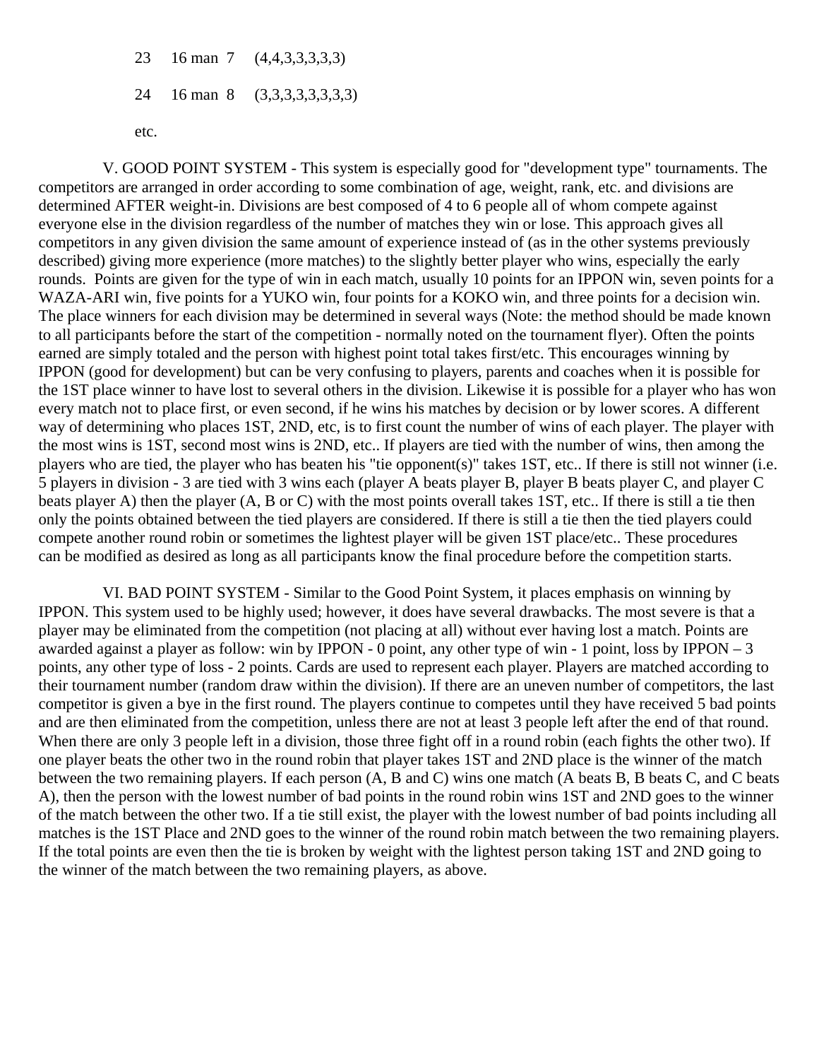23 16 man 7 (4,4,3,3,3,3,3)

24 16 man 8 (3,3,3,3,3,3,3,3)

etc.

V. GOOD POINT SYSTEM - This system is especially good for "development type" tournaments. The competitors are arranged in order according to some combination of age, weight, rank, etc. and divisions are determined AFTER weight-in. Divisions are best composed of 4 to 6 people all of whom compete against everyone else in the division regardless of the number of matches they win or lose. This approach gives all competitors in any given division the same amount of experience instead of (as in the other systems previously described) giving more experience (more matches) to the slightly better player who wins, especially the early rounds. Points are given for the type of win in each match, usually 10 points for an IPPON win, seven points for a WAZA-ARI win, five points for a YUKO win, four points for a KOKO win, and three points for a decision win. The place winners for each division may be determined in several ways (Note: the method should be made known to all participants before the start of the competition - normally noted on the tournament flyer). Often the points earned are simply totaled and the person with highest point total takes first/etc. This encourages winning by IPPON (good for development) but can be very confusing to players, parents and coaches when it is possible for the 1ST place winner to have lost to several others in the division. Likewise it is possible for a player who has won every match not to place first, or even second, if he wins his matches by decision or by lower scores. A different way of determining who places 1ST, 2ND, etc, is to first count the number of wins of each player. The player with the most wins is 1ST, second most wins is 2ND, etc.. If players are tied with the number of wins, then among the players who are tied, the player who has beaten his "tie opponent(s)" takes 1ST, etc.. If there is still not winner (i.e. 5 players in division - 3 are tied with 3 wins each (player A beats player B, player B beats player C, and player C beats player A) then the player (A, B or C) with the most points overall takes 1ST, etc.. If there is still a tie then only the points obtained between the tied players are considered. If there is still a tie then the tied players could compete another round robin or sometimes the lightest player will be given 1ST place/etc.. These procedures can be modified as desired as long as all participants know the final procedure before the competition starts.

VI. BAD POINT SYSTEM - Similar to the Good Point System, it places emphasis on winning by IPPON. This system used to be highly used; however, it does have several drawbacks. The most severe is that a player may be eliminated from the competition (not placing at all) without ever having lost a match. Points are awarded against a player as follow: win by IPPON - 0 point, any other type of win - 1 point, loss by IPPON – 3 points, any other type of loss - 2 points. Cards are used to represent each player. Players are matched according to their tournament number (random draw within the division). If there are an uneven number of competitors, the last competitor is given a bye in the first round. The players continue to competes until they have received 5 bad points and are then eliminated from the competition, unless there are not at least 3 people left after the end of that round. When there are only 3 people left in a division, those three fight off in a round robin (each fights the other two). If one player beats the other two in the round robin that player takes 1ST and 2ND place is the winner of the match between the two remaining players. If each person (A, B and C) wins one match (A beats B, B beats C, and C beats A), then the person with the lowest number of bad points in the round robin wins 1ST and 2ND goes to the winner of the match between the other two. If a tie still exist, the player with the lowest number of bad points including all matches is the 1ST Place and 2ND goes to the winner of the round robin match between the two remaining players. If the total points are even then the tie is broken by weight with the lightest person taking 1ST and 2ND going to the winner of the match between the two remaining players, as above.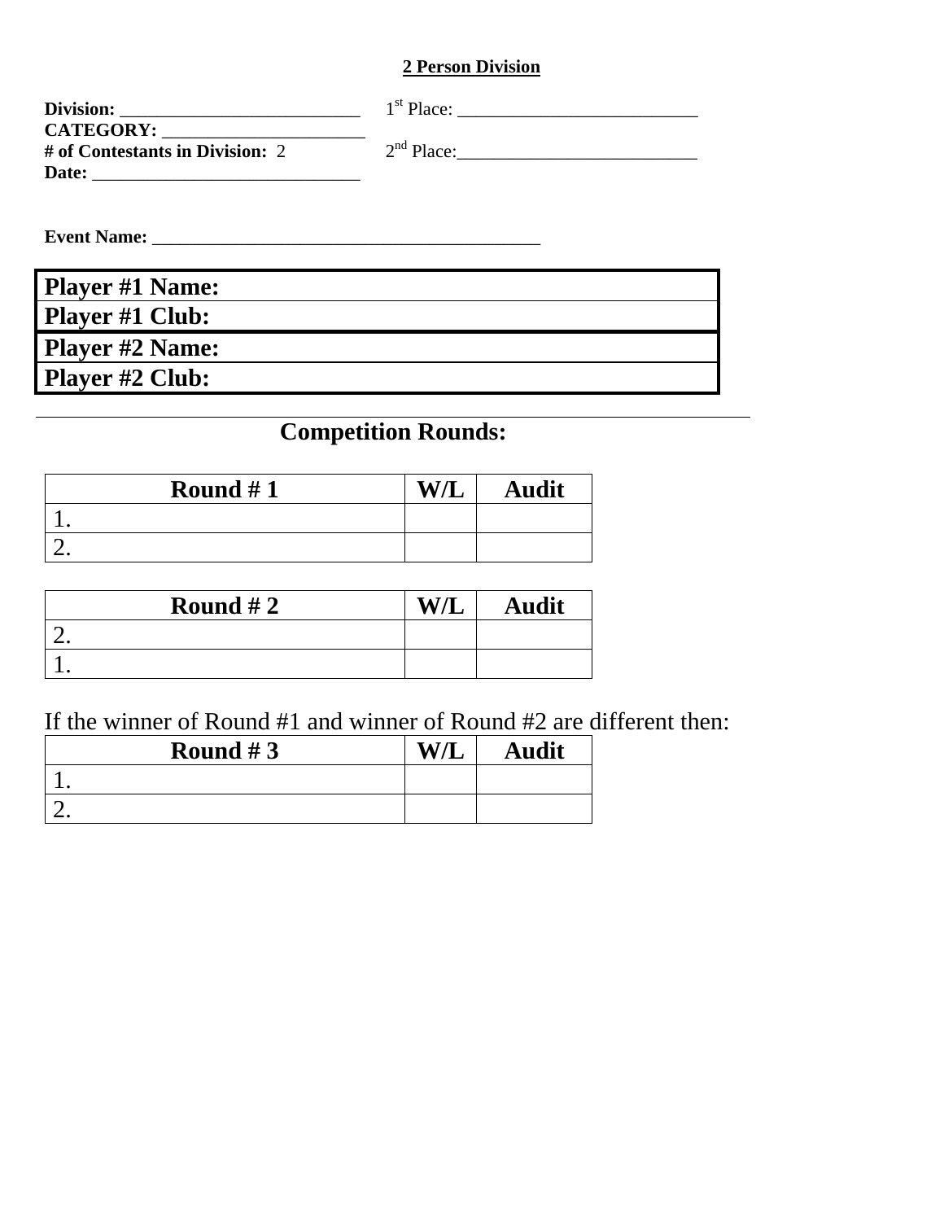## 2 Person Division

**Division:** ___________________________
**CATEGORY:** ______________________
**# of Contestants in Division:** 2
**Date:** ______________________________

1st Place: ___________________________

2nd Place:___________________________

**Event Name:** ___________________________________________

| **Player #1 Name:** |
|---|
| **Player #1 Club:** |
| **Player #2 Name:** |
| **Player #2 Club:** |

---

## Competition Rounds:

| Round # 1 | W/L | Audit |
|---|---|---|
| 1. | | |
| 2. | | |

| Round # 2 | W/L | Audit |
|---|---|---|
| 2. | | |
| 1. | | |

If the winner of Round #1 and winner of Round #2 are different then:

| Round # 3 | W/L | Audit |
|---|---|---|
| 1. | | |
| 2. | | |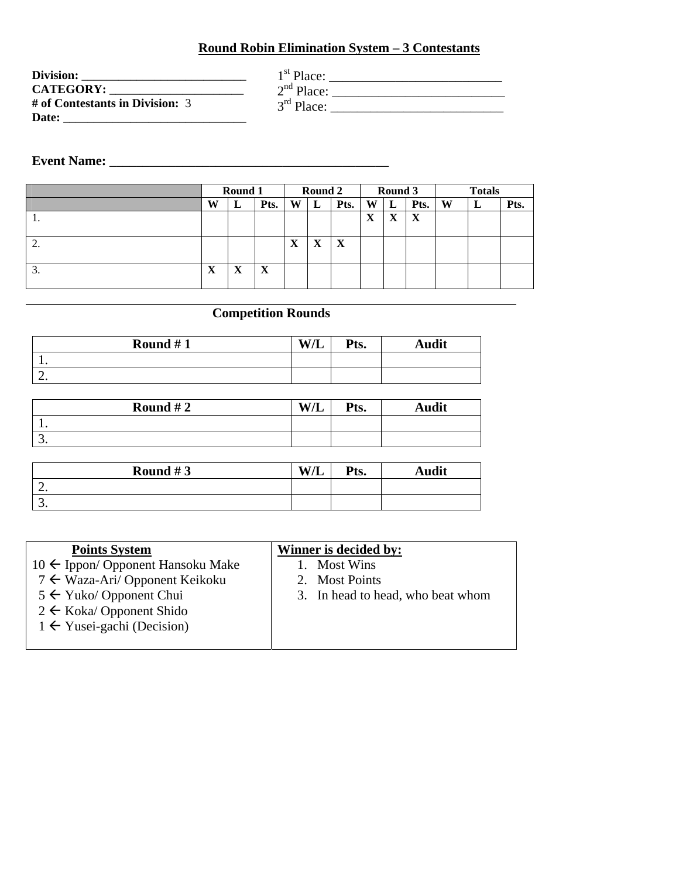# Round Robin Elimination System – 3 Contestants

**Division:** ___________________________

**CATEGORY:** ______________________

**# of Contestants in Division:** 3

**Date:** ______________________________

1st Place: ___________________________

2nd Place: ___________________________

3rd Place: ___________________________

**Event Name:** ____________________________________________

| | Round 1 | | | Round 2 | | | Round 3 | | | Totals | | |
|---|---|---|---|---|---|---|---|---|---|---|---|---|
| | W | L | Pts. | W | L | Pts. | W | L | Pts. | W | L | Pts. |
| 1. | | | | | | | X | X | X | | | |
| 2. | | | | X | X | X | | | | | | |
| 3. | X | X | X | | | | | | | | | |

## Competition Rounds

| Round # 1 | W/L | Pts. | Audit |
|---|---|---|---|
| 1. | | | |
| 2. | | | |

| Round # 2 | W/L | Pts. | Audit |
|---|---|---|---|
| 1. | | | |
| 3. | | | |

| Round # 3 | W/L | Pts. | Audit |
|---|---|---|---|
| 2. | | | |
| 3. | | | |

| Points System | Winner is decided by: |
|---|---|
| 10 ← Ippon/ Opponent Hansoku Make<br>7 ← Waza-Ari/ Opponent Keikoku<br>5 ← Yuko/ Opponent Chui<br>2 ← Koka/ Opponent Shido<br>1 ← Yusei-gachi (Decision) | 1. Most Wins<br>2. Most Points<br>3. In head to head, who beat whom |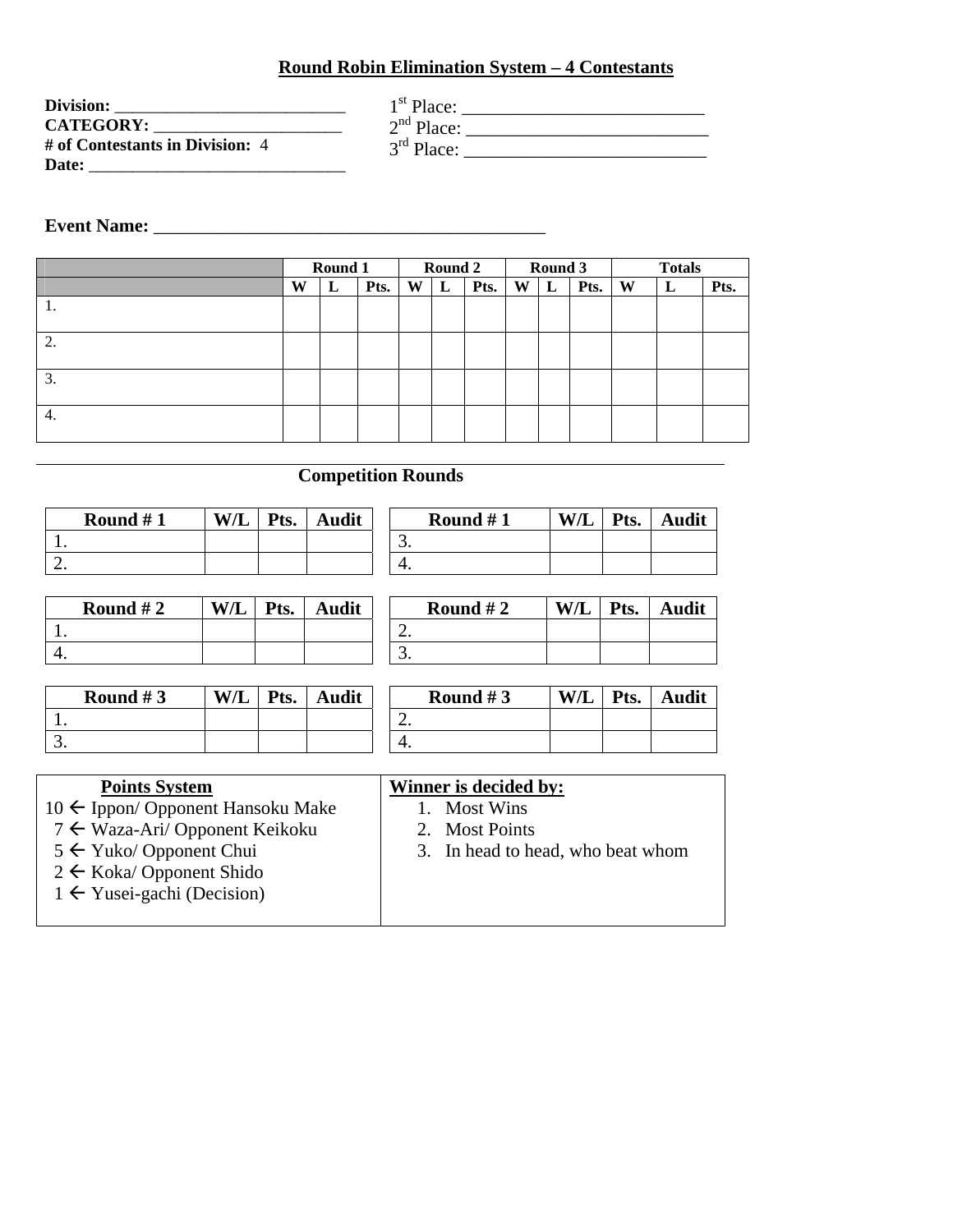## Round Robin Elimination System – 4 Contestants

**Division:** ___________________________
**CATEGORY:** ______________________
**# of Contestants in Division:** 4
**Date:** ______________________________

1st Place: __________________________
2nd Place: __________________________
3rd Place: __________________________

**Event Name:** ___________________________________________

| | Round 1 | | | Round 2 | | | Round 3 | | | Totals | | |
|---|---|---|---|---|---|---|---|---|---|---|---|---|
| | W | L | Pts. | W | L | Pts. | W | L | Pts. | W | L | Pts. |
| 1. | | | | | | | | | | | | |
| 2. | | | | | | | | | | | | |
| 3. | | | | | | | | | | | | |
| 4. | | | | | | | | | | | | |

### Competition Rounds

| Round # 1 | W/L | Pts. | Audit |
|---|---|---|---|
| 1. | | | |
| 2. | | | |

| Round # 1 | W/L | Pts. | Audit |
|---|---|---|---|
| 3. | | | |
| 4. | | | |

| Round # 2 | W/L | Pts. | Audit |
|---|---|---|---|
| 1. | | | |
| 4. | | | |

| Round # 2 | W/L | Pts. | Audit |
|---|---|---|---|
| 2. | | | |
| 3. | | | |

| Round # 3 | W/L | Pts. | Audit |
|---|---|---|---|
| 1. | | | |
| 3. | | | |

| Round # 3 | W/L | Pts. | Audit |
|---|---|---|---|
| 2. | | | |
| 4. | | | |

**Points System**

10 ← Ippon/ Opponent Hansoku Make
7 ← Waza-Ari/ Opponent Keikoku
5 ← Yuko/ Opponent Chui
2 ← Koka/ Opponent Shido
1 ← Yusei-gachi (Decision)

**Winner is decided by:**

1. Most Wins
2. Most Points
3. In head to head, who beat whom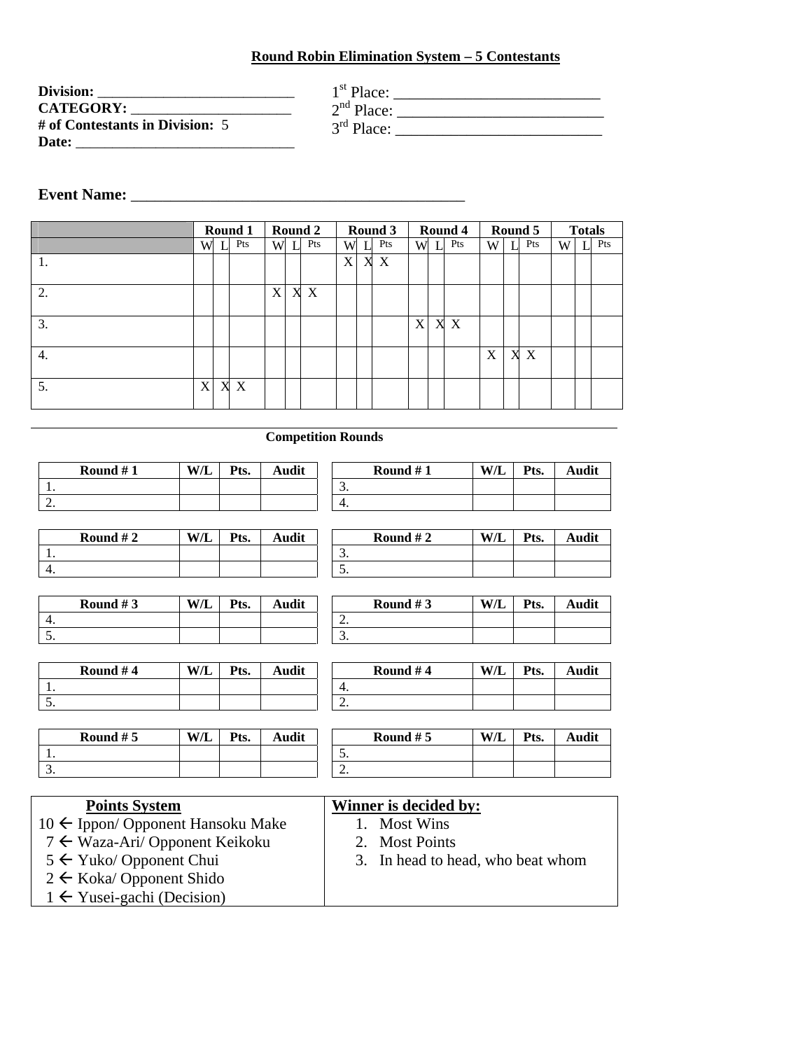### Round Robin Elimination System – 5 Contestants

**Division:** ___________________________
**CATEGORY:** ______________________
**# of Contestants in Division:** 5
**Date:** ______________________________

1st Place: ___________________________
2nd Place: ___________________________
3rd Place: ___________________________

**Event Name:** __________________________________________

| | Round 1 | | | Round 2 | | | Round 3 | | | Round 4 | | | Round 5 | | | Totals | | |
|---|---|---|---|---|---|---|---|---|---|---|---|---|---|---|---|---|---|---|
| | W | L | Pts | W | L | Pts | W | L | Pts | W | L | Pts | W | L | Pts | W | L | Pts |
| 1. | | | | | | | X | X | X | | | | | | | | | |
| 2. | | | | X | X | X | | | | | | | | | | | | |
| 3. | | | | | | | | | | X | X | X | | | | | | |
| 4. | | | | | | | | | | | | | X | X | X | | | |
| 5. | X | X | X | | | | | | | | | | | | | | | |

**Competition Rounds**

| Round # 1 | W/L | Pts. | Audit |
|---|---|---|---|
| 1. | | | |
| 2. | | | |

| Round # 1 | W/L | Pts. | Audit |
|---|---|---|---|
| 3. | | | |
| 4. | | | |

| Round # 2 | W/L | Pts. | Audit |
|---|---|---|---|
| 1. | | | |
| 4. | | | |

| Round # 2 | W/L | Pts. | Audit |
|---|---|---|---|
| 3. | | | |
| 5. | | | |

| Round # 3 | W/L | Pts. | Audit |
|---|---|---|---|
| 4. | | | |
| 5. | | | |

| Round # 3 | W/L | Pts. | Audit |
|---|---|---|---|
| 2. | | | |
| 3. | | | |

| Round # 4 | W/L | Pts. | Audit |
|---|---|---|---|
| 1. | | | |
| 5. | | | |

| Round # 4 | W/L | Pts. | Audit |
|---|---|---|---|
| 4. | | | |
| 2. | | | |

| Round # 5 | W/L | Pts. | Audit |
|---|---|---|---|
| 1. | | | |
| 3. | | | |

| Round # 5 | W/L | Pts. | Audit |
|---|---|---|---|
| 5. | | | |
| 2. | | | |

**Points System**

10 ← Ippon/ Opponent Hansoku Make
7 ← Waza-Ari/ Opponent Keikoku
5 ← Yuko/ Opponent Chui
2 ← Koka/ Opponent Shido
1 ← Yusei-gachi (Decision)

**Winner is decided by:**

1. Most Wins
2. Most Points
3. In head to head, who beat whom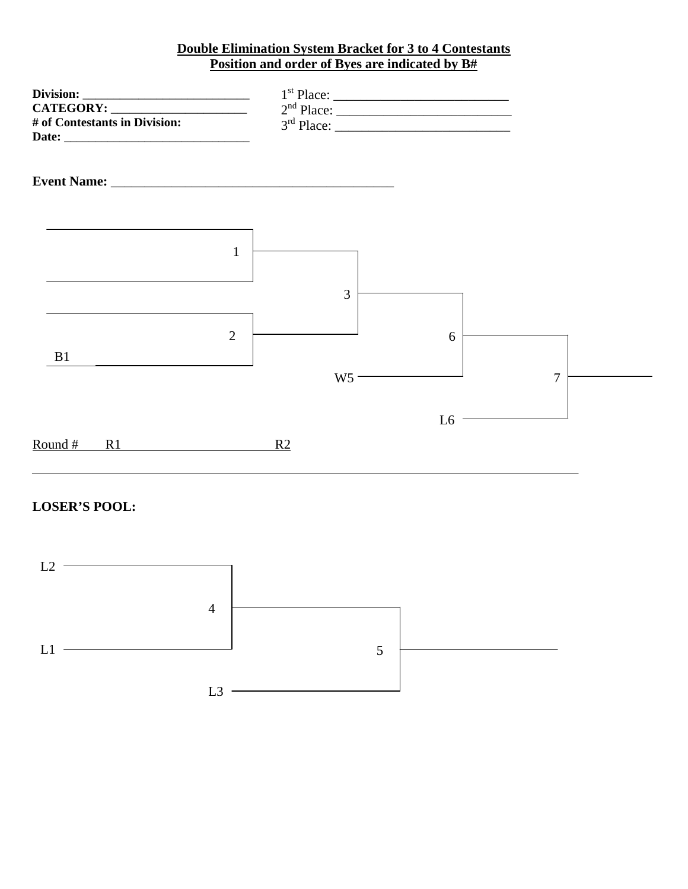**Double Elimination System Bracket for 3 to 4 Contestants**
**Position and order of Byes are indicated by B#**

**Division:** ___________________________
**CATEGORY:** ______________________
**# of Contestants in Division:**
**Date:** ______________________________

1st Place: __________________________
2nd Place: __________________________
3rd Place: __________________________

**Event Name:** __________________________________________

1

3

2

6

B1

W5

7

L6

Round # R1 R2

**LOSER'S POOL:**

L2

4

L1

5

L3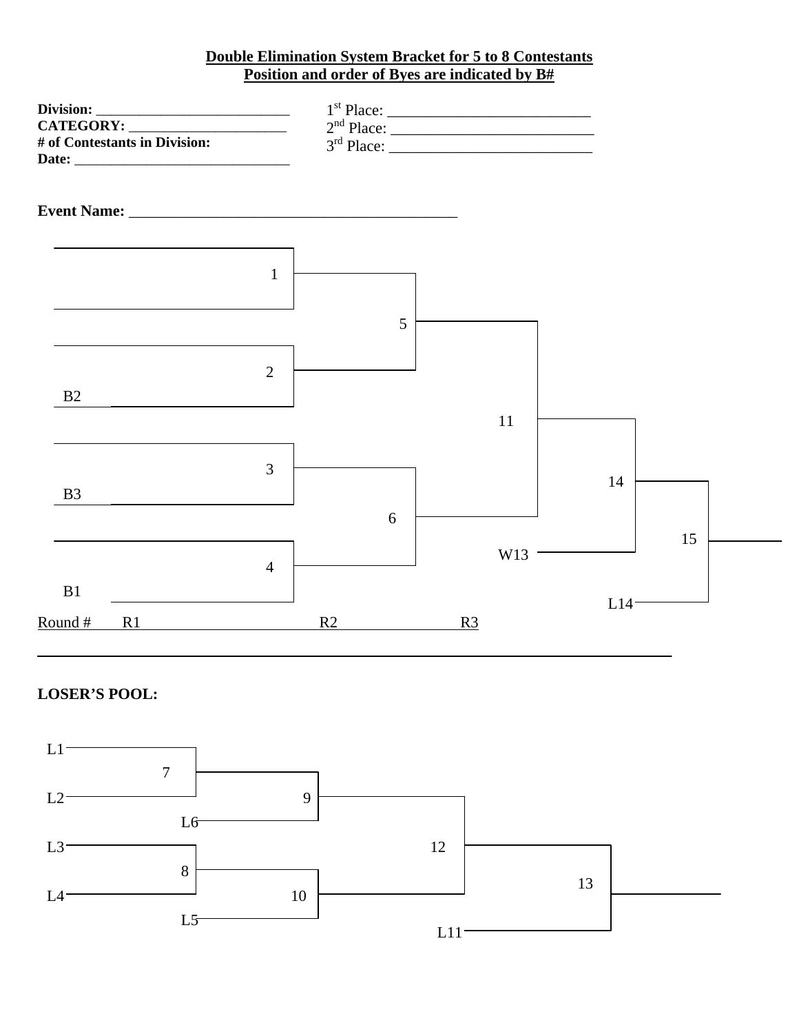**Double Elimination System Bracket for 5 to 8 Contestants**
**Position and order of Byes are indicated by B#**

**Division:** ___________________________
**CATEGORY:** ______________________
**# of Contestants in Division:**
**Date:** ______________________________

1st Place: __________________________
2nd Place: __________________________
3rd Place: __________________________

**Event Name:** ___________________________________________

1

2

B2

5

11

3

B3

6

4

B1

14

W13

15

L14

Round # R1 R2 R3

**LOSER'S POOL:**

L1

7

L2

9

L6

L3

12

8

L4

10

13

L5

L11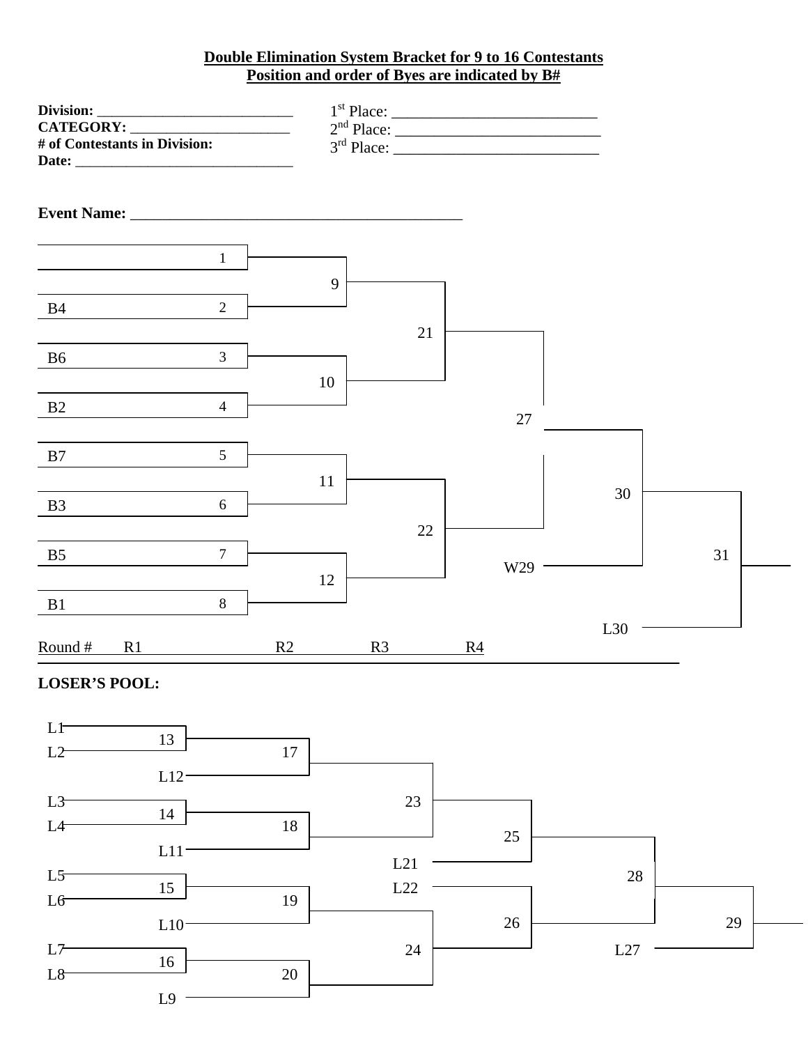**Double Elimination System Bracket for 9 to 16 Contestants**
**Position and order of Byes are indicated by B#**

**Division:** ___________________________
**CATEGORY:** ______________________
**# of Contestants in Division:**
**Date:** ______________________________

1st Place: __________________________
2nd Place: __________________________
3rd Place: __________________________

**Event Name:** ________________________________________

1
B4 2
B6 3
B2 4
B7 5
B3 6
B5 7
B1 8

9
10
11
12

21
22

27

30
W29

31
L30

Round # R1 R2 R3 R4

**LOSER'S POOL:**

L1
L2
13
L12
17

L3
L4
14
L11
18

L5
L6
15
L10
19

L7
L8
16
L9
20

23
24

L21
L22

25
26

28
L27

29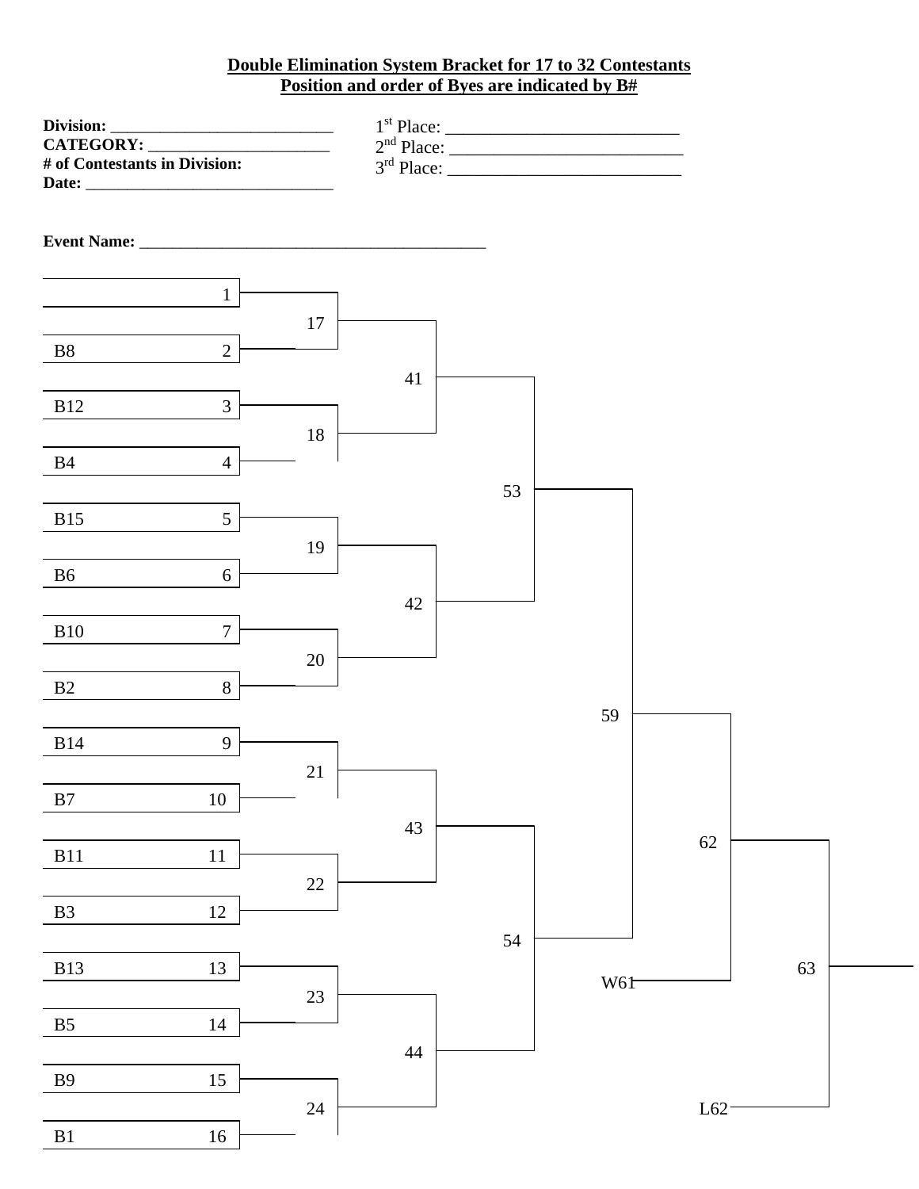**Double Elimination System Bracket for 17 to 32 Contestants**
**Position and order of Byes are indicated by B#**

**Division:** ___________________________
**CATEGORY:** ______________________
**# of Contestants in Division:**
**Date:** ______________________________

1st Place: __________________________
2nd Place: __________________________
3rd Place: __________________________

**Event Name:** ___________________________________________

| Position | Bye | Round 1 | Round 2 | Round 3 | Round 4 | Round 5 | Final |
|---|---|---|---|---|---|---|---|
| 1 | | 17 | 41 | 53 | 59 | 62 | 63 |
| 2 | B8 | 17 | 41 | 53 | 59 | 62 | 63 |
| 3 | B12 | 18 | 41 | 53 | 59 | 62 | 63 |
| 4 | B4 | 18 | 41 | 53 | 59 | 62 | 63 |
| 5 | B15 | 19 | 42 | 53 | 59 | 62 | 63 |
| 6 | B6 | 19 | 42 | 53 | 59 | 62 | 63 |
| 7 | B10 | 20 | 42 | 53 | 59 | 62 | 63 |
| 8 | B2 | 20 | 42 | 53 | 59 | 62 | 63 |
| 9 | B14 | 21 | 43 | 54 | 59 | 62 | 63 |
| 10 | B7 | 21 | 43 | 54 | 59 | 62 | 63 |
| 11 | B11 | 22 | 43 | 54 | 59 | 62 | 63 |
| 12 | B3 | 22 | 43 | 54 | 59 | 62 | 63 |
| 13 | B13 | 23 | 44 | 54 | 59 | 62 | 63 |
| 14 | B5 | 23 | 44 | 54 | 59 | 62 | 63 |
| 15 | B9 | 24 | 44 | 54 | 59 | 62 | 63 |
| 16 | B1 | 24 | 44 | 54 | 59 | 62 | 63 |

Match 62: Winner of 59 vs. W61

Match 63: Winner of 62 vs. L62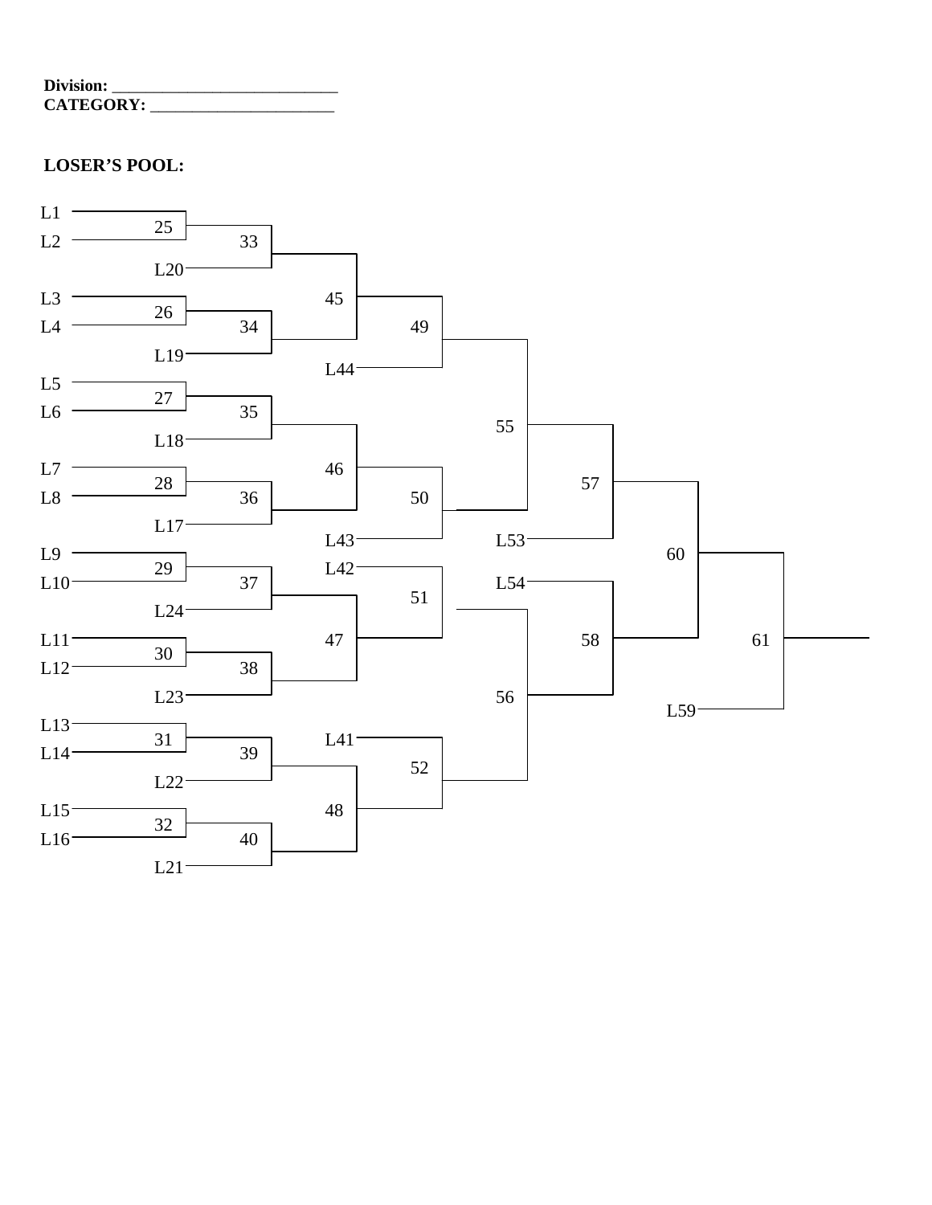**Division:** ____________________________
**CATEGORY:** _______________________

**LOSER'S POOL:**

L1
25
L2
33
L20
L3
45
26
L4
34
49
L19
L44
L5
27
L6
35
L18
55
L7
46
28
57
L8
36
50
L17
L43
L53
L9
60
L42
29
L10
37
L54
51
L24
L11
47
58
61
30
L12
38
L23
56
L59
L13
L41
31
L14
39
52
L22
L15
48
32
L16
40
L21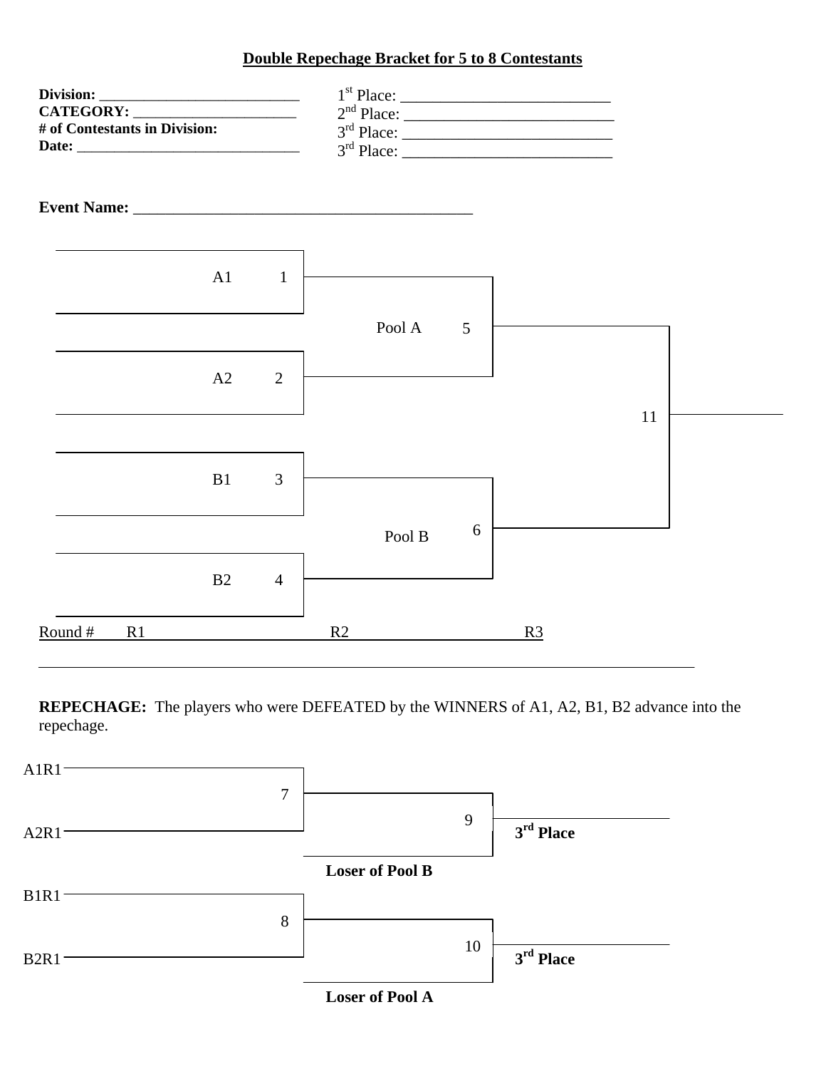**Double Repechage Bracket for 5 to 8 Contestants**

**Division:** ___________________________
**CATEGORY:** ______________________
**# of Contestants in Division:**
**Date:** _______________________________

1st Place: __________________________
2nd Place: __________________________
3rd Place: __________________________
3rd Place: __________________________

**Event Name:** ___________________________________________

A1 1

A2 2

Pool A 5

B1 3

B2 4

Pool B 6

11

Round # R1 R2 R3

**REPECHAGE:** The players who were DEFEATED by the WINNERS of A1, A2, B1, B2 advance into the repechage.

A1R1

A2R1

7

9

**Loser of Pool B**

**3rd Place**

B1R1

B2R1

8

10

**Loser of Pool A**

**3rd Place**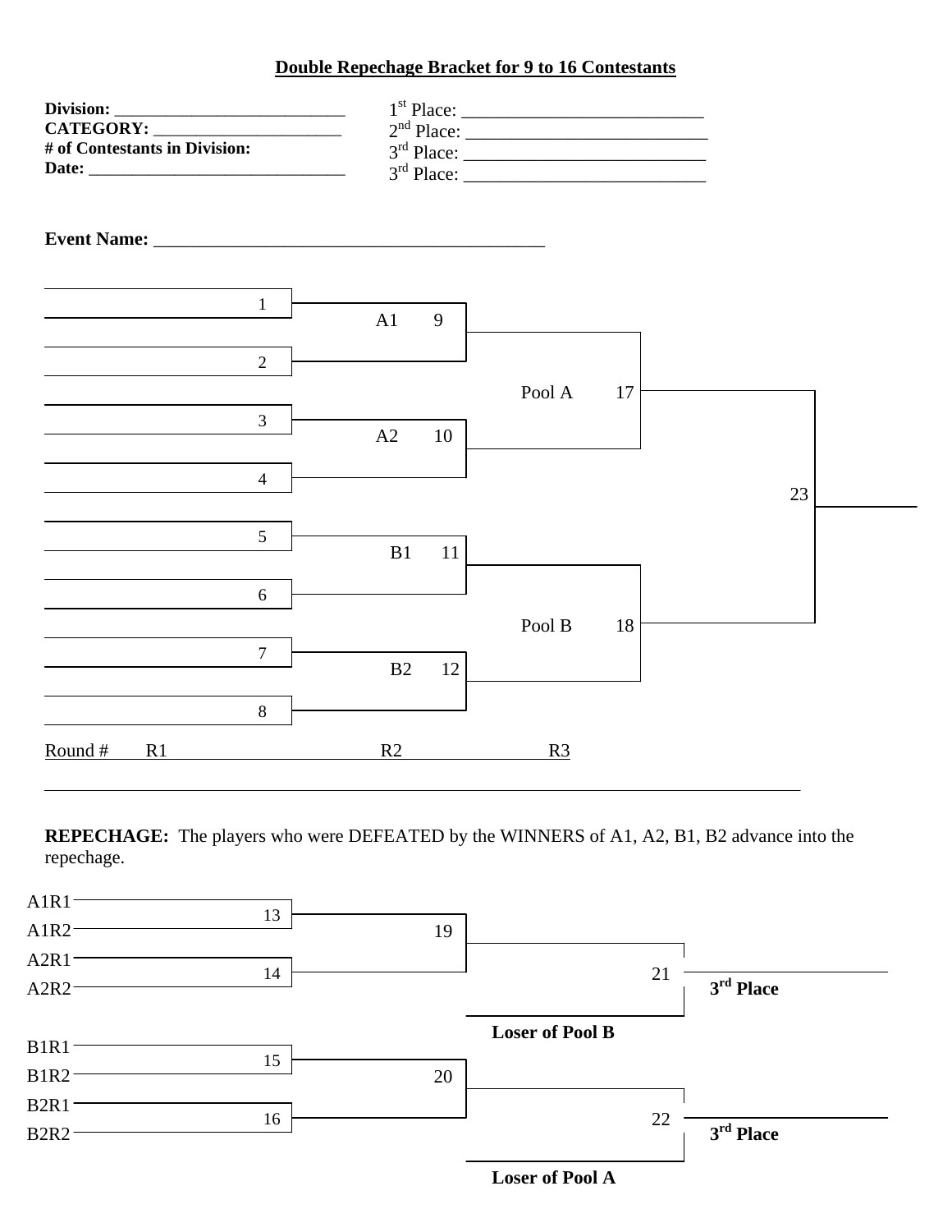# Double Repechage Bracket for 9 to 16 Contestants

**Division:** ___________________________
**CATEGORY:** ______________________
**# of Contestants in Division:**
**Date:** _______________________________

1st Place: ___________________________
2nd Place: ___________________________
3rd Place: ___________________________
3rd Place: ___________________________

**Event Name:** ___________________________________________

1
A1 9
2
Pool A 17
3
A2 10
4
23
5
B1 11
6
Pool B 18
7
B2 12
8

Round # R1 R2 R3

**REPECHAGE:** The players who were DEFEATED by the WINNERS of A1, A2, B1, B2 advance into the repechage.

A1R1
13
A1R2
19
A2R1
14
21 **3rd Place**
A2R2

**Loser of Pool B**

B1R1
15
B1R2
20
B2R1
16
22 **3rd Place**
B2R2

**Loser of Pool A**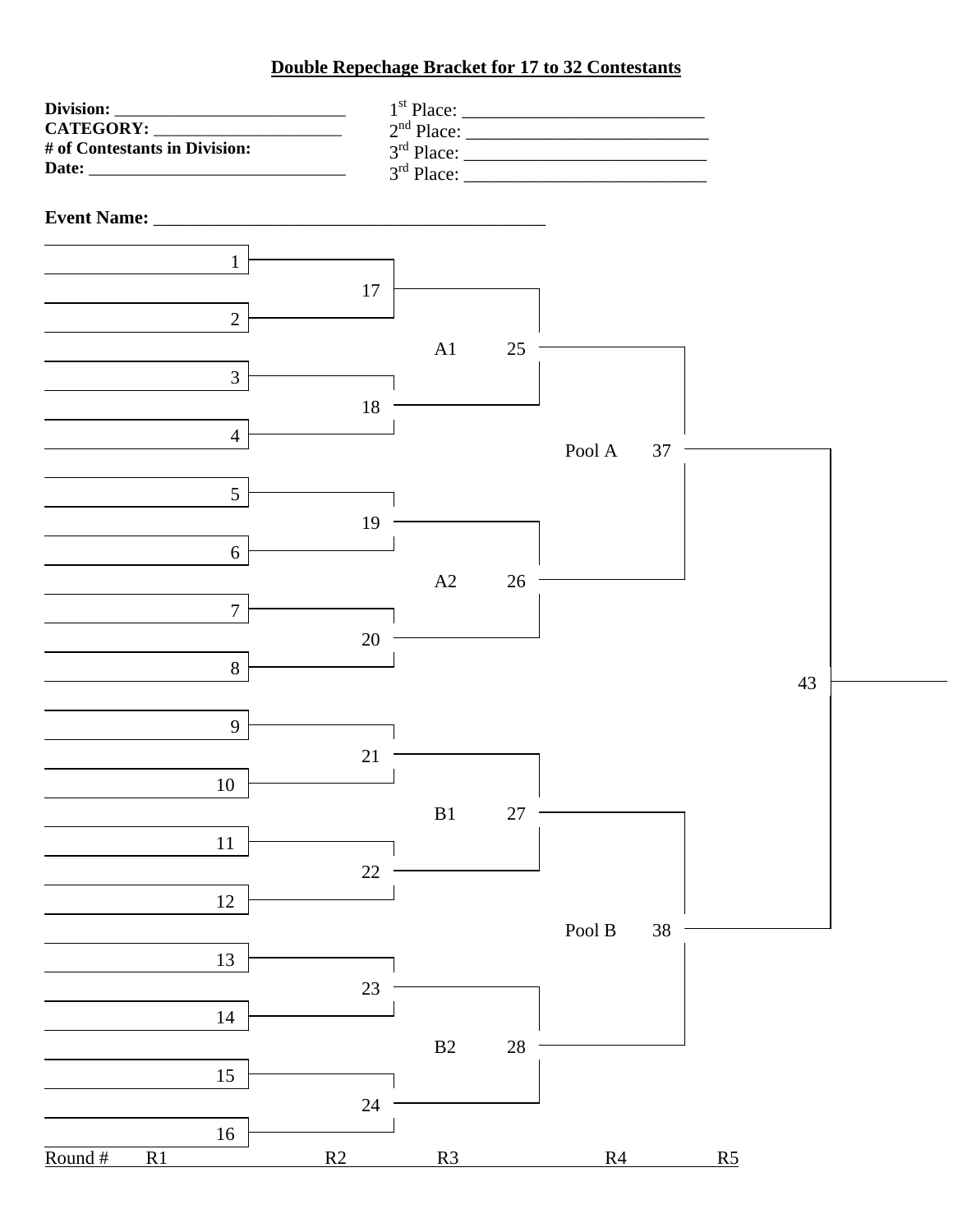## Double Repechage Bracket for 17 to 32 Contestants

**Division:** ___________________________

**CATEGORY:** ______________________

**# of Contestants in Division:**

**Date:** _______________________________

1st Place: ___________________________

2nd Place: ___________________________

3rd Place: ___________________________

3rd Place: ___________________________

**Event Name:** __________________________________________

| R1 | R2 | R3 | R4 | R5 |
|---|---|---|---|---|
| 1 | 17 | A1 25 | Pool A 37 | 43 |
| 2 | | | | |
| 3 | 18 | | | |
| 4 | | | | |
| 5 | 19 | A2 26 | | |
| 6 | | | | |
| 7 | 20 | | | |
| 8 | | | | |
| 9 | 21 | B1 27 | Pool B 38 | |
| 10 | | | | |
| 11 | 22 | | | |
| 12 | | | | |
| 13 | 23 | B2 28 | | |
| 14 | | | | |
| 15 | 24 | | | |
| 16 | | | | |

Round # R1 R2 R3 R4 R5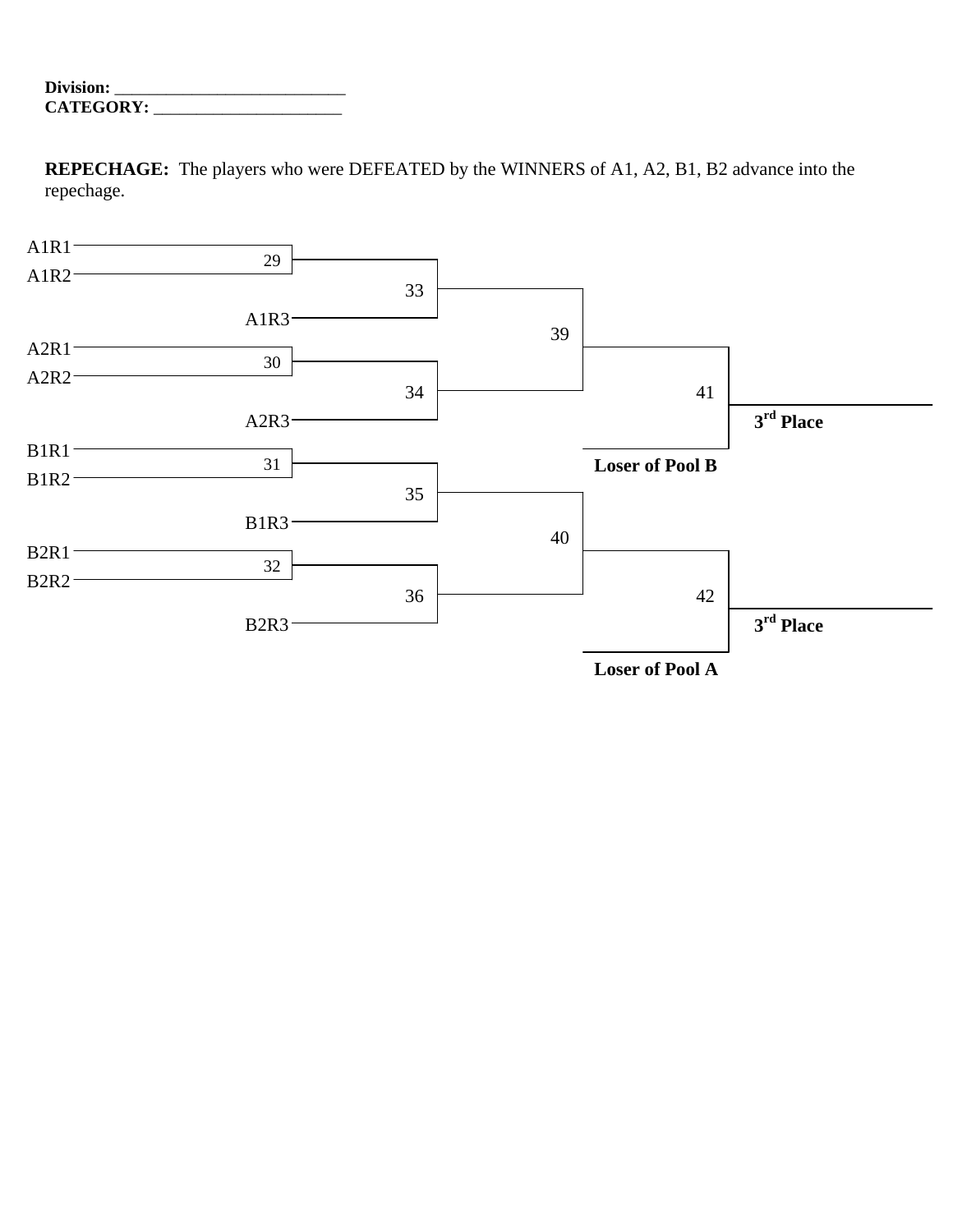**Division:** ____________________________
**CATEGORY:** _______________________

**REPECHAGE:** The players who were DEFEATED by the WINNERS of A1, A2, B1, B2 advance into the repechage.

A1R1
A1R2
29
33
A1R3
39
A2R1
A2R2
30
34
41
A2R3
**3rd Place**
B1R1
B1R2
31
**Loser of Pool B**
35
B1R3
40
B2R1
B2R2
32
36
42
B2R3
**3rd Place**
**Loser of Pool A**